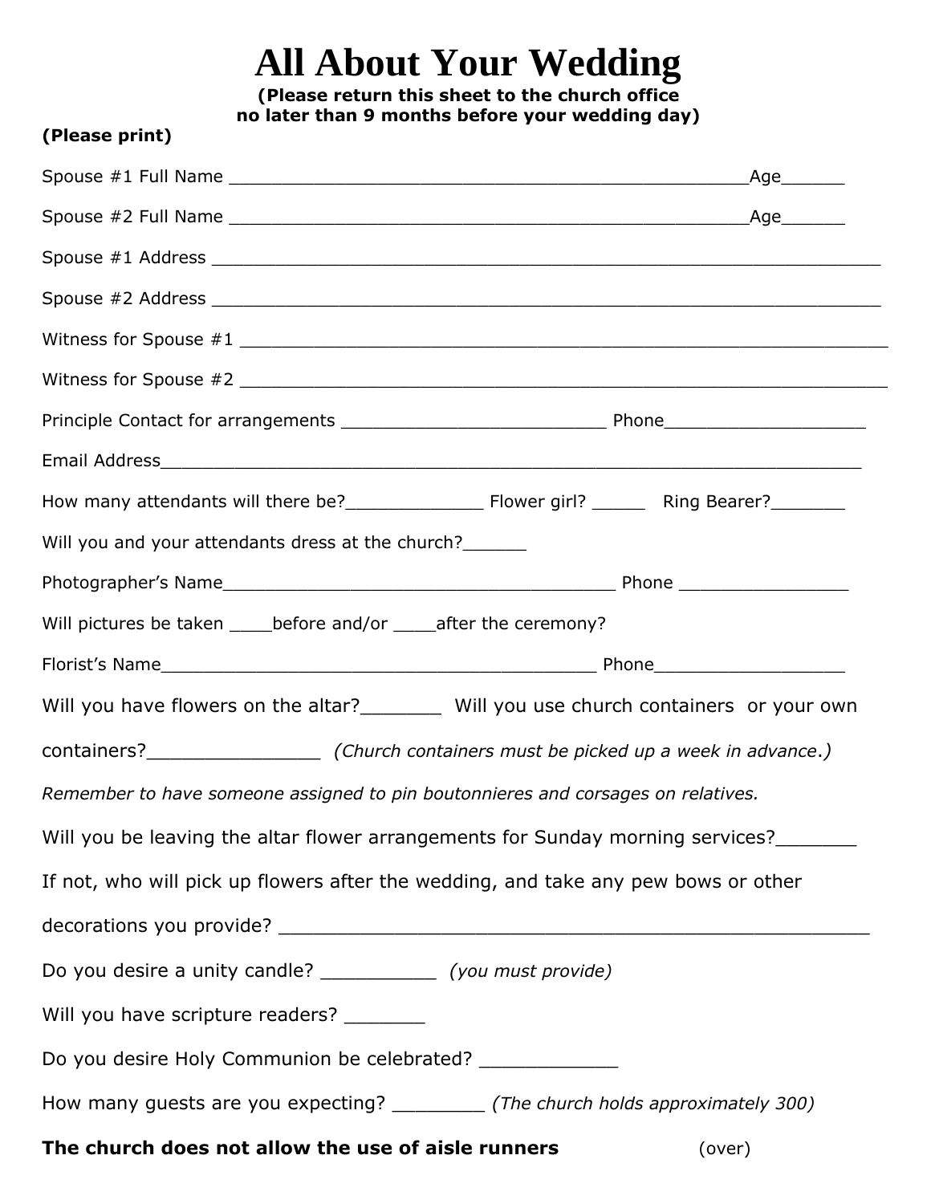# All About Your Wedding

**(Please return this sheet to the church office no later than 9 months before your wedding day)**

**(Please print)**

Spouse #1 Full Name ______________________________________________Age_____

Spouse #2 Full Name ______________________________________________Age_____

Spouse #1 Address ____________________________________________________________

Spouse #2 Address ____________________________________________________________

Witness for Spouse #1 __________________________________________________________

Witness for Spouse #2 __________________________________________________________

Principle Contact for arrangements ________________________ Phone__________________

Email Address_________________________________________________________________

How many attendants will there be?____________ Flower girl? _____ Ring Bearer?_______

Will you and your attendants dress at the church?______

Photographer's Name___________________________________ Phone _______________

Will pictures be taken ____before and/or ____after the ceremony?

Florist's Name________________________________________ Phone_________________

Will you have flowers on the altar?_______ Will you use church containers or your own containers?_______________ *(Church containers must be picked up a week in advance.)*

*Remember to have someone assigned to pin boutonnieres and corsages on relatives.*

Will you be leaving the altar flower arrangements for Sunday morning services?_______

If not, who will pick up flowers after the wedding, and take any pew bows or other decorations you provide? ____________________________________________________

Do you desire a unity candle? __________ *(you must provide)*

Will you have scripture readers? _______

Do you desire Holy Communion be celebrated? ____________

How many guests are you expecting? ________ *(The church holds approximately 300)*

**The church does not allow the use of aisle runners** (over)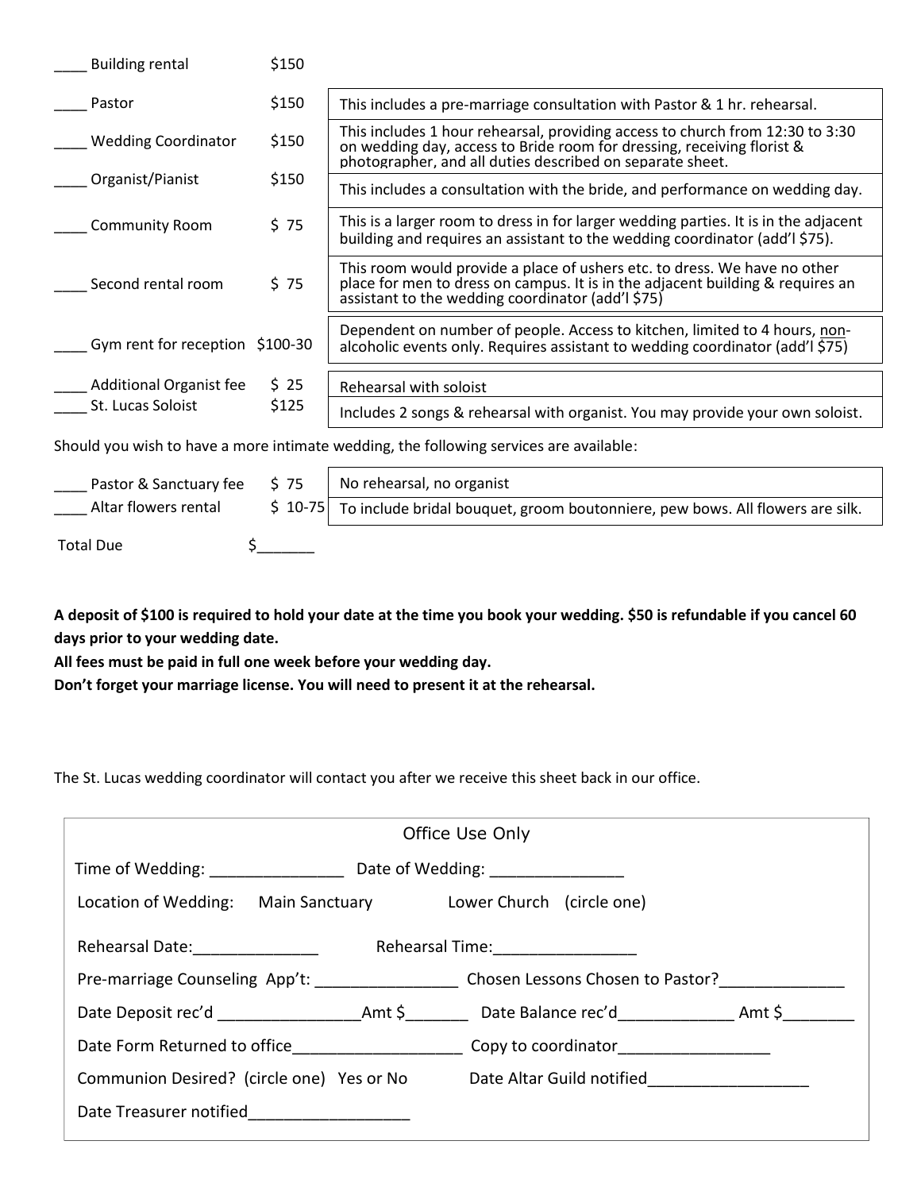| | | |
|---|---|---|
| ____ Building rental | $150 | |
| ____ Pastor | $150 | This includes a pre-marriage consultation with Pastor & 1 hr. rehearsal. |
| ____ Wedding Coordinator | $150 | This includes 1 hour rehearsal, providing access to church from 12:30 to 3:30 on wedding day, access to Bride room for dressing, receiving florist & photographer, and all duties described on separate sheet. |
| ____ Organist/Pianist | $150 | This includes a consultation with the bride, and performance on wedding day. |
| ____ Community Room | $ 75 | This is a larger room to dress in for larger wedding parties. It is in the adjacent building and requires an assistant to the wedding coordinator (add'l $75). |
| ____ Second rental room | $ 75 | This room would provide a place of ushers etc. to dress. We have no other place for men to dress on campus. It is in the adjacent building & requires an assistant to the wedding coordinator (add'l $75) |
| ____ Gym rent for reception | $100-30 | Dependent on number of people. Access to kitchen, limited to 4 hours, non-alcoholic events only. Requires assistant to wedding coordinator (add'l $75) |
| ____ Additional Organist fee | $ 25 | Rehearsal with soloist |
| ____ St. Lucas Soloist | $125 | Includes 2 songs & rehearsal with organist. You may provide your own soloist. |

Should you wish to have a more intimate wedding, the following services are available:

| | | |
|---|---|---|
| ____ Pastor & Sanctuary fee | $ 75 | No rehearsal, no organist |
| ____ Altar flowers rental | $ 10-75 | To include bridal bouquet, groom boutonniere, pew bows. All flowers are silk. |

Total Due $_______

**A deposit of $100 is required to hold your date at the time you book your wedding. $50 is refundable if you cancel 60 days prior to your wedding date.**

**All fees must be paid in full one week before your wedding day.**

**Don't forget your marriage license. You will need to present it at the rehearsal.**

The St. Lucas wedding coordinator will contact you after we receive this sheet back in our office.

Office Use Only

Time of Wedding: _______________ Date of Wedding: _______________

Location of Wedding: Main Sanctuary Lower Church (circle one)

Rehearsal Date:______________ Rehearsal Time:________________

Pre-marriage Counseling App't: ________________ Chosen Lessons Chosen to Pastor?______________

Date Deposit rec'd ________________Amt $_______ Date Balance rec'd_____________ Amt $________

Date Form Returned to office___________________ Copy to coordinator_________________

Communion Desired? (circle one) Yes or No Date Altar Guild notified__________________

Date Treasurer notified__________________